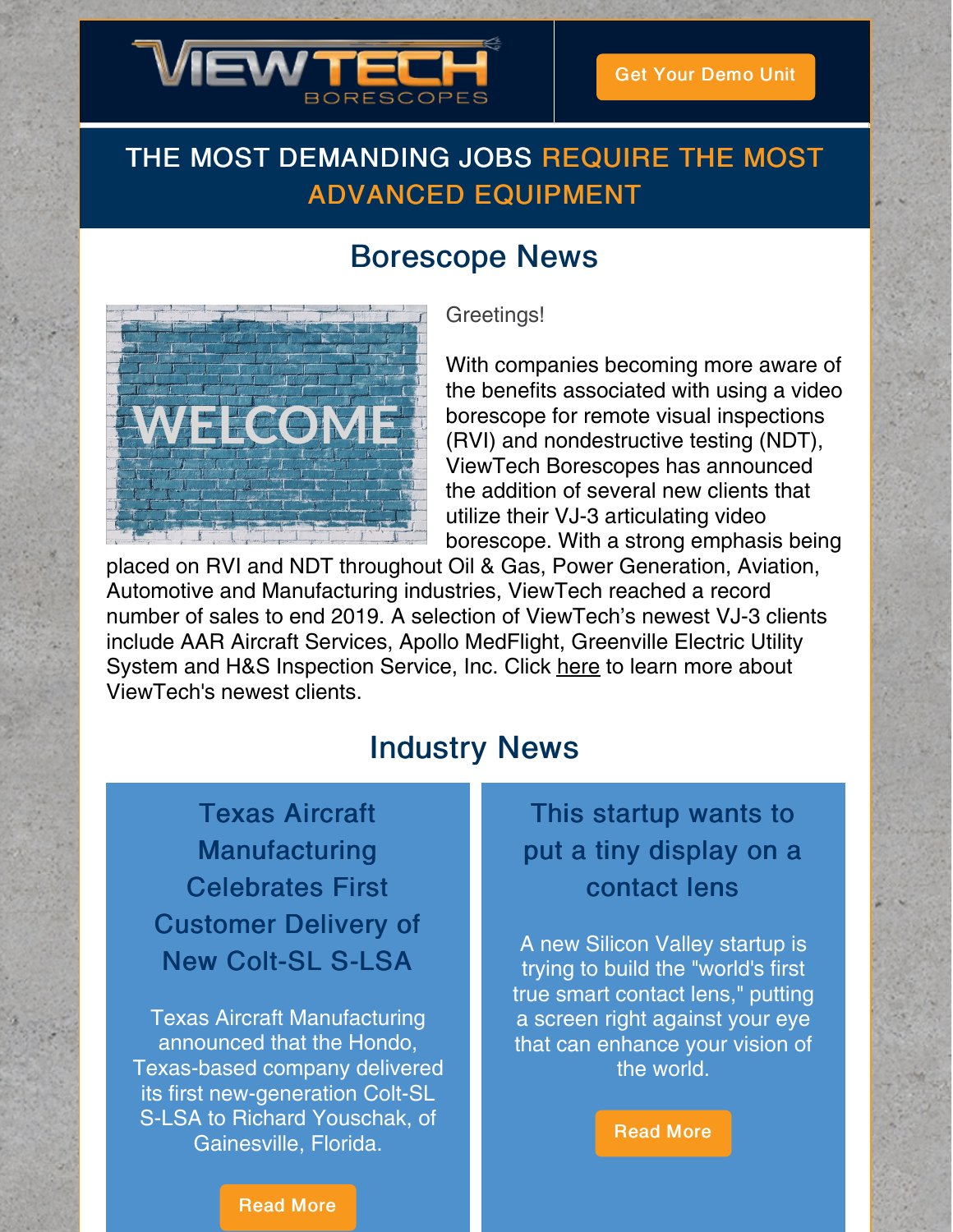Get Your Demo Unit

# THE MOST DEMANDING JOBS REQUIRE THE MOST ADVANCED EQUIPMENT

## Borescope News

Greetings!

With companies becoming more aware of the benefits associated with using a video borescope for remote visual inspections (RVI) and nondestructive testing (NDT), ViewTech Borescopes has announced the addition of several new clients that utilize their VJ-3 articulating video borescope. With a strong emphasis being placed on RVI and NDT throughout Oil & Gas, Power Generation, Aviation, Automotive and Manufacturing industries, ViewTech reached a record number of sales to end 2019. A selection of ViewTech's newest VJ-3 clients include AAR Aircraft Services, Apollo MedFlight, Greenville Electric Utility System and H&S Inspection Service, Inc. Click here to learn more about ViewTech's newest clients.

## Industry News

### Texas Aircraft Manufacturing Celebrates First Customer Delivery of New Colt-SL S-LSA

Texas Aircraft Manufacturing announced that the Hondo, Texas-based company delivered its first new-generation Colt-SL S-LSA to Richard Youschak, of Gainesville, Florida.

Read More

### This startup wants to put a tiny display on a contact lens

A new Silicon Valley startup is trying to build the "world's first true smart contact lens," putting a screen right against your eye that can enhance your vision of the world.

Read More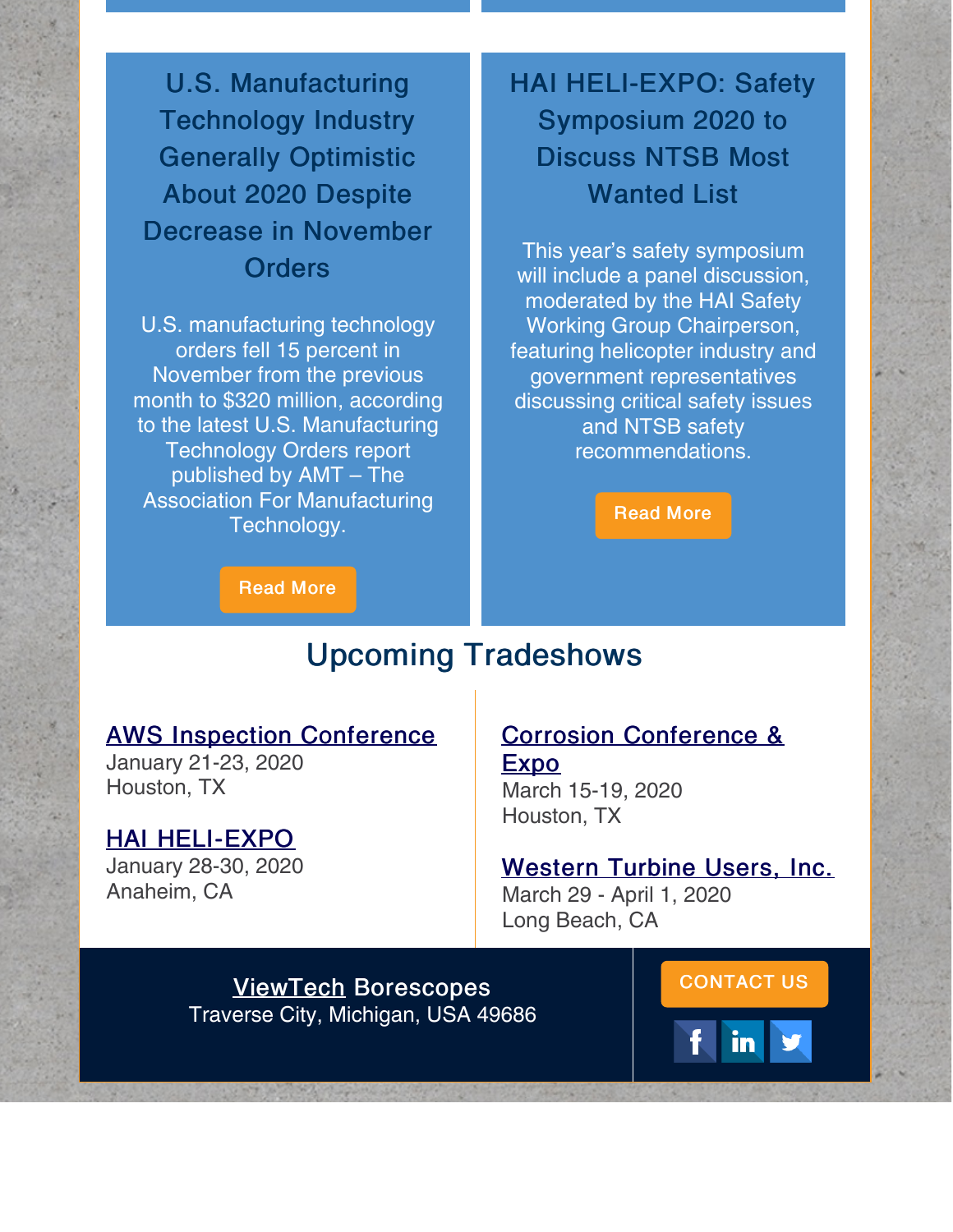### U.S. Manufacturing Technology Industry Generally Optimistic About 2020 Despite Decrease in November Orders

U.S. manufacturing technology orders fell 15 percent in November from the previous month to $320 million, according to the latest U.S. Manufacturing Technology Orders report published by AMT – The Association For Manufacturing Technology.

Read More

### HAI HELI-EXPO: Safety Symposium 2020 to Discuss NTSB Most Wanted List

This year's safety symposium will include a panel discussion, moderated by the HAI Safety Working Group Chairperson, featuring helicopter industry and government representatives discussing critical safety issues and NTSB safety recommendations.

Read More

## Upcoming Tradeshows

**AWS Inspection Conference**
January 21-23, 2020
Houston, TX

**HAI HELI-EXPO**
January 28-30, 2020
Anaheim, CA

**Corrosion Conference & Expo**
March 15-19, 2020
Houston, TX

**Western Turbine Users, Inc.**
March 29 - April 1, 2020
Long Beach, CA

ViewTech Borescopes
Traverse City, Michigan, USA 49686

CONTACT US